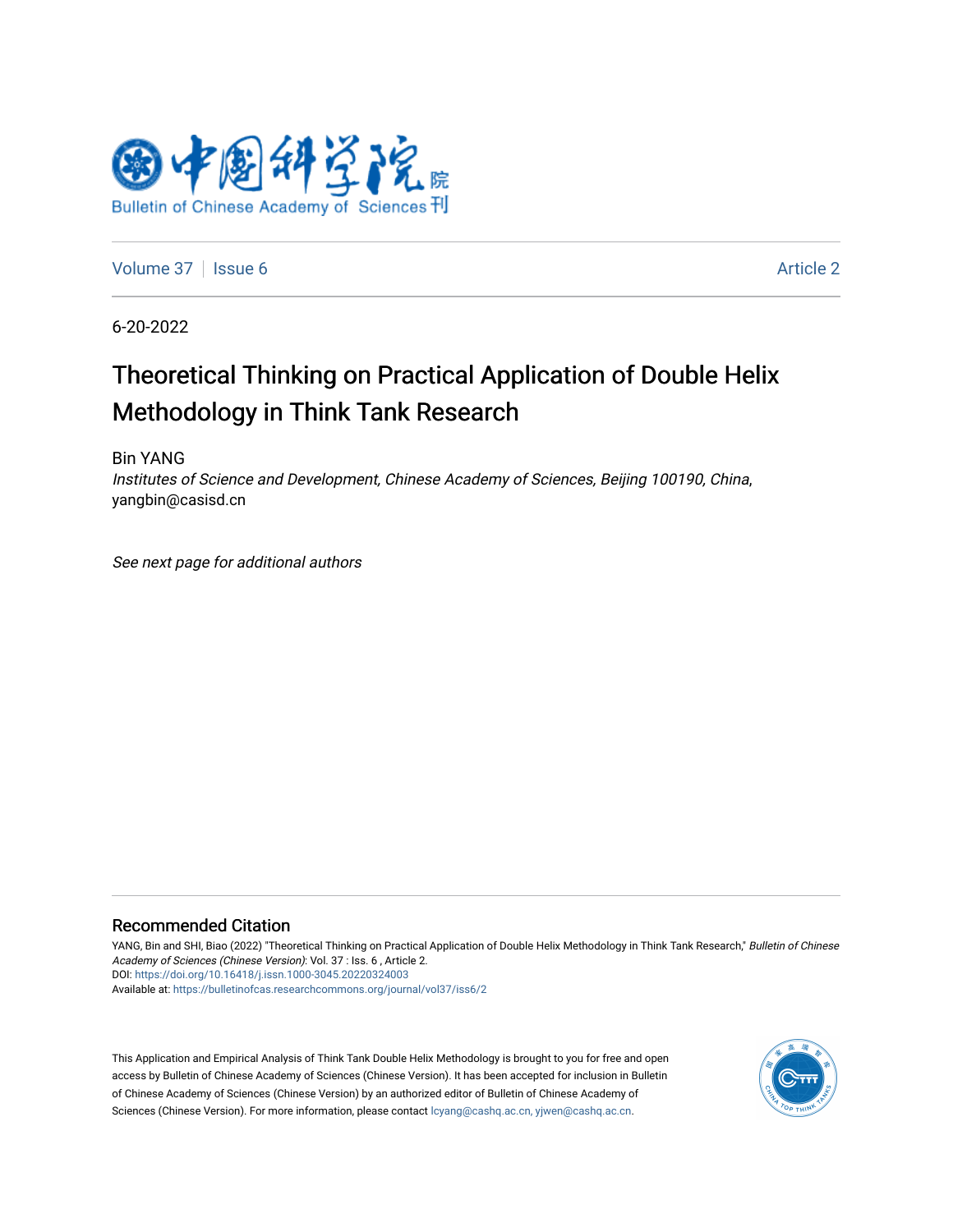Volume 37 | Issue 6 | Article 2

6-20-2022

# Theoretical Thinking on Practical Application of Double Helix Methodology in Think Tank Research

Bin YANG

*Institutes of Science and Development, Chinese Academy of Sciences, Beijing 100190, China*, yangbin@casisd.cn

*See next page for additional authors*

## Recommended Citation

YANG, Bin and SHI, Biao (2022) "Theoretical Thinking on Practical Application of Double Helix Methodology in Think Tank Research," *Bulletin of Chinese Academy of Sciences (Chinese Version)*: Vol. 37 : Iss. 6 , Article 2.
DOI: https://doi.org/10.16418/j.issn.1000-3045.20220324003
Available at: https://bulletinofcas.researchcommons.org/journal/vol37/iss6/2

This Application and Empirical Analysis of Think Tank Double Helix Methodology is brought to you for free and open access by Bulletin of Chinese Academy of Sciences (Chinese Version). It has been accepted for inclusion in Bulletin of Chinese Academy of Sciences (Chinese Version) by an authorized editor of Bulletin of Chinese Academy of Sciences (Chinese Version). For more information, please contact lcyang@cashq.ac.cn, yjwen@cashq.ac.cn.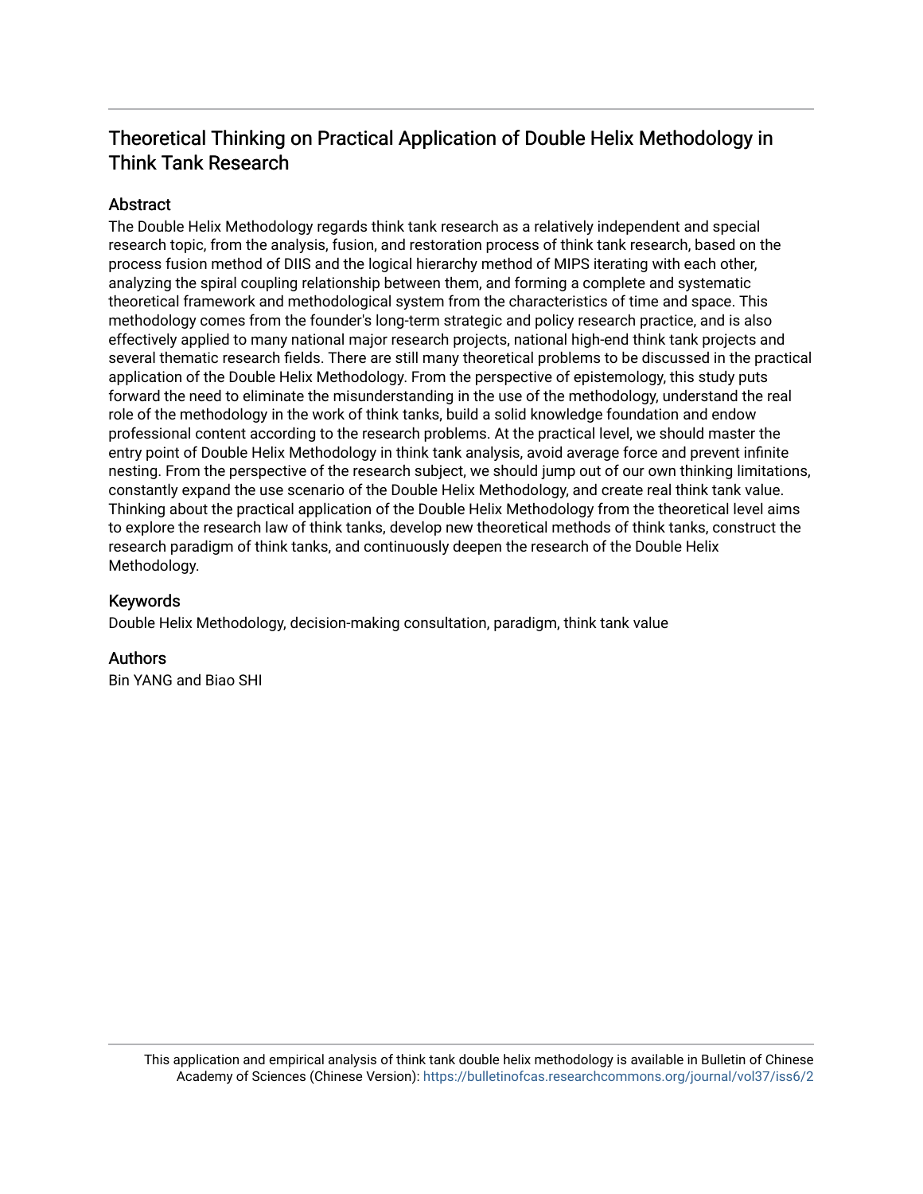# Theoretical Thinking on Practical Application of Double Helix Methodology in Think Tank Research

## Abstract

The Double Helix Methodology regards think tank research as a relatively independent and special research topic, from the analysis, fusion, and restoration process of think tank research, based on the process fusion method of DIIS and the logical hierarchy method of MIPS iterating with each other, analyzing the spiral coupling relationship between them, and forming a complete and systematic theoretical framework and methodological system from the characteristics of time and space. This methodology comes from the founder's long-term strategic and policy research practice, and is also effectively applied to many national major research projects, national high-end think tank projects and several thematic research fields. There are still many theoretical problems to be discussed in the practical application of the Double Helix Methodology. From the perspective of epistemology, this study puts forward the need to eliminate the misunderstanding in the use of the methodology, understand the real role of the methodology in the work of think tanks, build a solid knowledge foundation and endow professional content according to the research problems. At the practical level, we should master the entry point of Double Helix Methodology in think tank analysis, avoid average force and prevent infinite nesting. From the perspective of the research subject, we should jump out of our own thinking limitations, constantly expand the use scenario of the Double Helix Methodology, and create real think tank value. Thinking about the practical application of the Double Helix Methodology from the theoretical level aims to explore the research law of think tanks, develop new theoretical methods of think tanks, construct the research paradigm of think tanks, and continuously deepen the research of the Double Helix Methodology.

## Keywords

Double Helix Methodology, decision-making consultation, paradigm, think tank value

## Authors

Bin YANG and Biao SHI

This application and empirical analysis of think tank double helix methodology is available in Bulletin of Chinese Academy of Sciences (Chinese Version): https://bulletinofcas.researchcommons.org/journal/vol37/iss6/2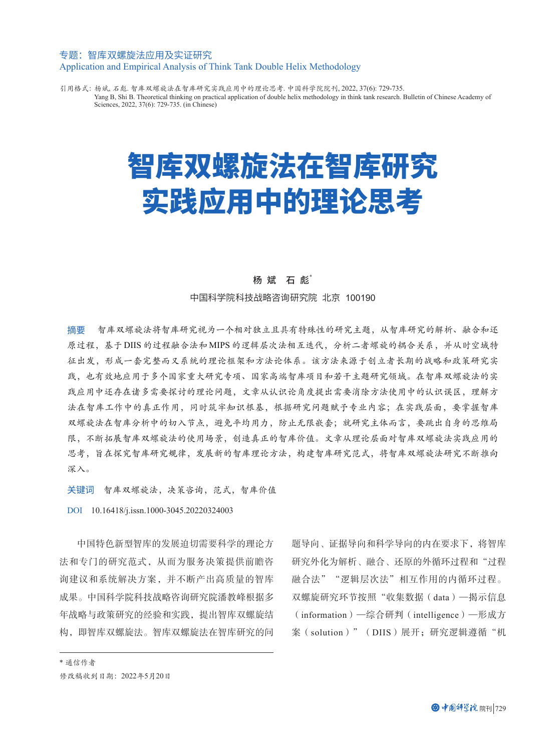专题：智库双螺旋法应用及实证研究
Application and Empirical Analysis of Think Tank Double Helix Methodology

引用格式：杨斌, 石彪. 智库双螺旋法在智库研究实践应用中的理论思考. 中国科学院院刊, 2022, 37(6): 729-735.
Yang B, Shi B. Theoretical thinking on practical application of double helix methodology in think tank research. Bulletin of Chinese Academy of Sciences, 2022, 37(6): 729-735. (in Chinese)

# 智库双螺旋法在智库研究实践应用中的理论思考

**杨 斌　石 彪***

中国科学院科技战略咨询研究院　北京　100190

**摘要**　智库双螺旋法将智库研究视为一个相对独立且具有特殊性的研究主题，从智库研究的解析、融合和还原过程，基于DIIS的过程融合法和MIPS的逻辑层次法相互迭代，分析二者螺旋的耦合关系，并从时空域特征出发，形成一套完整而又系统的理论框架和方法论体系。该方法来源于创立者长期的战略和政策研究实践，也有效地应用于多个国家重大研究专项、国家高端智库项目和若干主题研究领域。在智库双螺旋法的实践应用中还存在诸多需要探讨的理论问题，文章从认识论角度提出需要消除方法使用中的认识误区，理解方法在智库工作中的真正作用，同时筑牢知识根基，根据研究问题赋予专业内容；在实践层面，要掌握智库双螺旋法在智库分析中的切入节点，避免平均用力，防止无限嵌套；就研究主体而言，要跳出自身的思维局限，不断拓展智库双螺旋法的使用场景，创造真正的智库价值。文章从理论层面对智库双螺旋法实践应用的思考，旨在探究智库研究规律，发展新的智库理论方法，构建智库研究范式，将智库双螺旋法研究不断推向深入。

**关键词**　智库双螺旋法，决策咨询，范式，智库价值

**DOI**　10.16418/j.issn.1000-3045.20220324003

中国特色新型智库的发展迫切需要科学的理论方法和专门的研究范式，从而为服务决策提供前瞻咨询建议和系统解决方案，并不断产出高质量的智库成果。中国科学院科技战略咨询研究院潘教峰根据多年战略与政策研究的经验和实践，提出智库双螺旋结构，即智库双螺旋法。智库双螺旋法在智库研究的问题导向、证据导向和科学导向的内在要求下，将智库研究外化为解析、融合、还原的外循环过程和“过程融合法”“逻辑层次法”相互作用的内循环过程。双螺旋研究环节按照“收集数据（data）—揭示信息（information）—综合研判（intelligence）—形成方案（solution）”（DIIS）展开；研究逻辑遵循“机

\* 通信作者

修改稿收到日期：2022年5月20日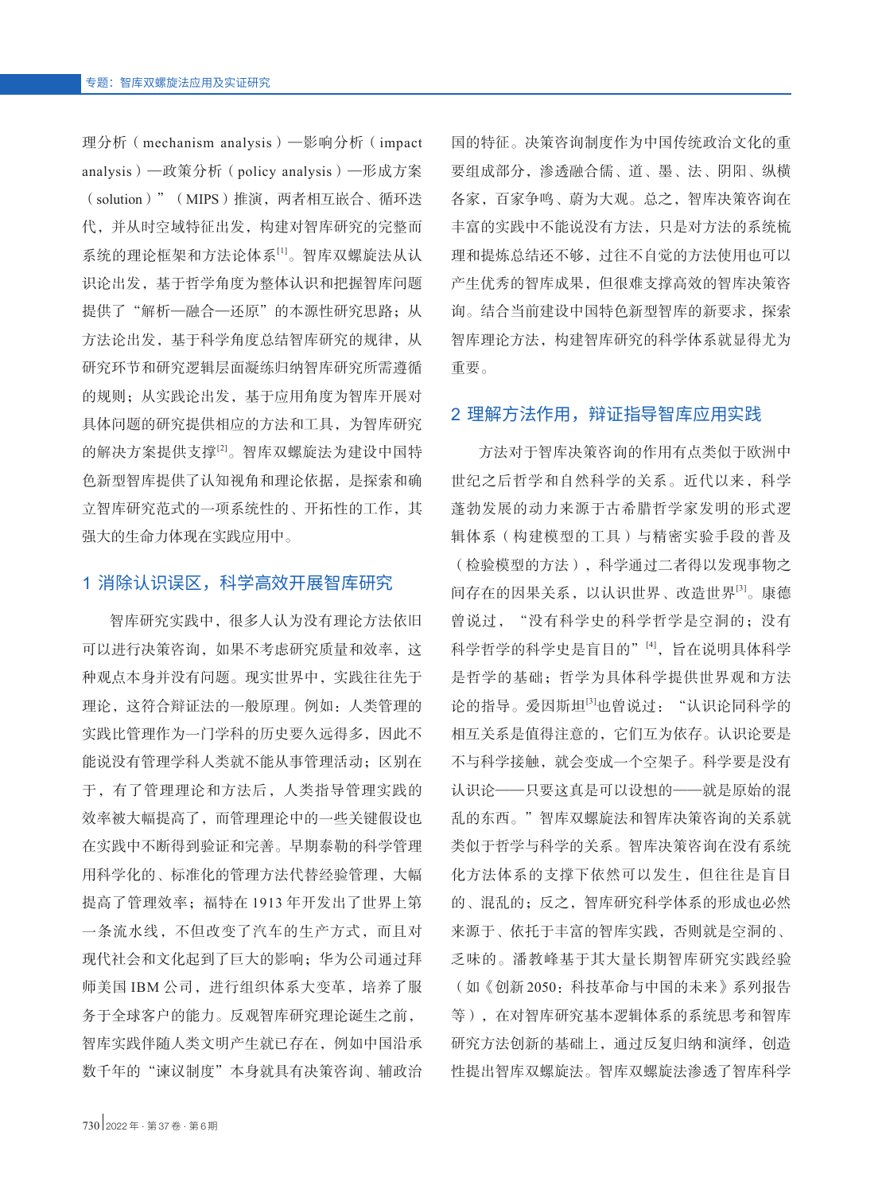理分析（mechanism analysis）—影响分析（impact analysis）—政策分析（policy analysis）—形成方案（solution）”（MIPS）推演，两者相互嵌合、循环迭代，并从时空域特征出发，构建对智库研究的完整而系统的理论框架和方法论体系[1]。智库双螺旋法从认识论出发，基于哲学角度为整体认识和把握智库问题提供了“解析—融合—还原”的本源性研究思路；从方法论出发，基于科学角度总结智库研究的规律，从研究环节和研究逻辑层面凝练归纳智库研究所需遵循的规则；从实践论出发，基于应用角度为智库开展对具体问题的研究提供相应的方法和工具，为智库研究的解决方案提供支撑[2]。智库双螺旋法为建设中国特色新型智库提供了认知视角和理论依据，是探索和确立智库研究范式的一项系统性的、开拓性的工作，其强大的生命力体现在实践应用中。

## 1 消除认识误区，科学高效开展智库研究

智库研究实践中，很多人认为没有理论方法依旧可以进行决策咨询，如果不考虑研究质量和效率，这种观点本身并没有问题。现实世界中，实践往往先于理论，这符合辩证法的一般原理。例如：人类管理的实践比管理作为一门学科的历史要久远得多，因此不能说没有管理学科人类就不能从事管理活动；区别在于，有了管理理论和方法后，人类指导管理实践的效率被大幅提高了，而管理理论中的一些关键假设也在实践中不断得到验证和完善。早期泰勒的科学管理用科学化的、标准化的管理方法代替经验管理，大幅提高了管理效率；福特在 1913 年开发出了世界上第一条流水线，不但改变了汽车的生产方式，而且对现代社会和文化起到了巨大的影响；华为公司通过拜师美国 IBM 公司，进行组织体系大变革，培养了服务于全球客户的能力。反观智库研究理论诞生之前，智库实践伴随人类文明产生就已存在，例如中国沿承数千年的“谏议制度”本身就具有决策咨询、辅政治国的特征。决策咨询制度作为中国传统政治文化的重要组成部分，渗透融合儒、道、墨、法、阴阳、纵横各家，百家争鸣、蔚为大观。总之，智库决策咨询在丰富的实践中不能说没有方法，只是对方法的系统梳理和提炼总结还不够，过往不自觉的方法使用也可以产生优秀的智库成果，但很难支撑高效的智库决策咨询。结合当前建设中国特色新型智库的新要求，探索智库理论方法，构建智库研究的科学体系就显得尤为重要。

## 2 理解方法作用，辩证指导智库应用实践

方法对于智库决策咨询的作用有点类似于欧洲中世纪之后哲学和自然科学的关系。近代以来，科学蓬勃发展的动力来源于古希腊哲学家发明的形式逻辑体系（构建模型的工具）与精密实验手段的普及（检验模型的方法），科学通过二者得以发现事物之间存在的因果关系，以认识世界、改造世界[3]。康德曾说过，“没有科学史的科学哲学是空洞的；没有科学哲学的科学史是盲目的”[4]，旨在说明具体科学是哲学的基础；哲学为具体科学提供世界观和方法论的指导。爱因斯坦[3]也曾说过：“认识论同科学的相互关系是值得注意的，它们互为依存。认识论要是不与科学接触，就会变成一个空架子。科学要是没有认识论——只要这真是可以设想的——就是原始的混乱的东西。”智库双螺旋法和智库决策咨询的关系就类似于哲学与科学的关系。智库决策咨询在没有系统化方法体系的支撑下依然可以发生，但往往是盲目的、混乱的；反之，智库研究科学体系的形成也必然来源于、依托于丰富的智库实践，否则就是空洞的、乏味的。潘教峰基于其大量长期智库研究实践经验（如《创新 2050：科技革命与中国的未来》系列报告等），在对智库研究基本逻辑体系的系统思考和智库研究方法创新的基础上，通过反复归纳和演绎，创造性提出智库双螺旋法。智库双螺旋法渗透了智库科学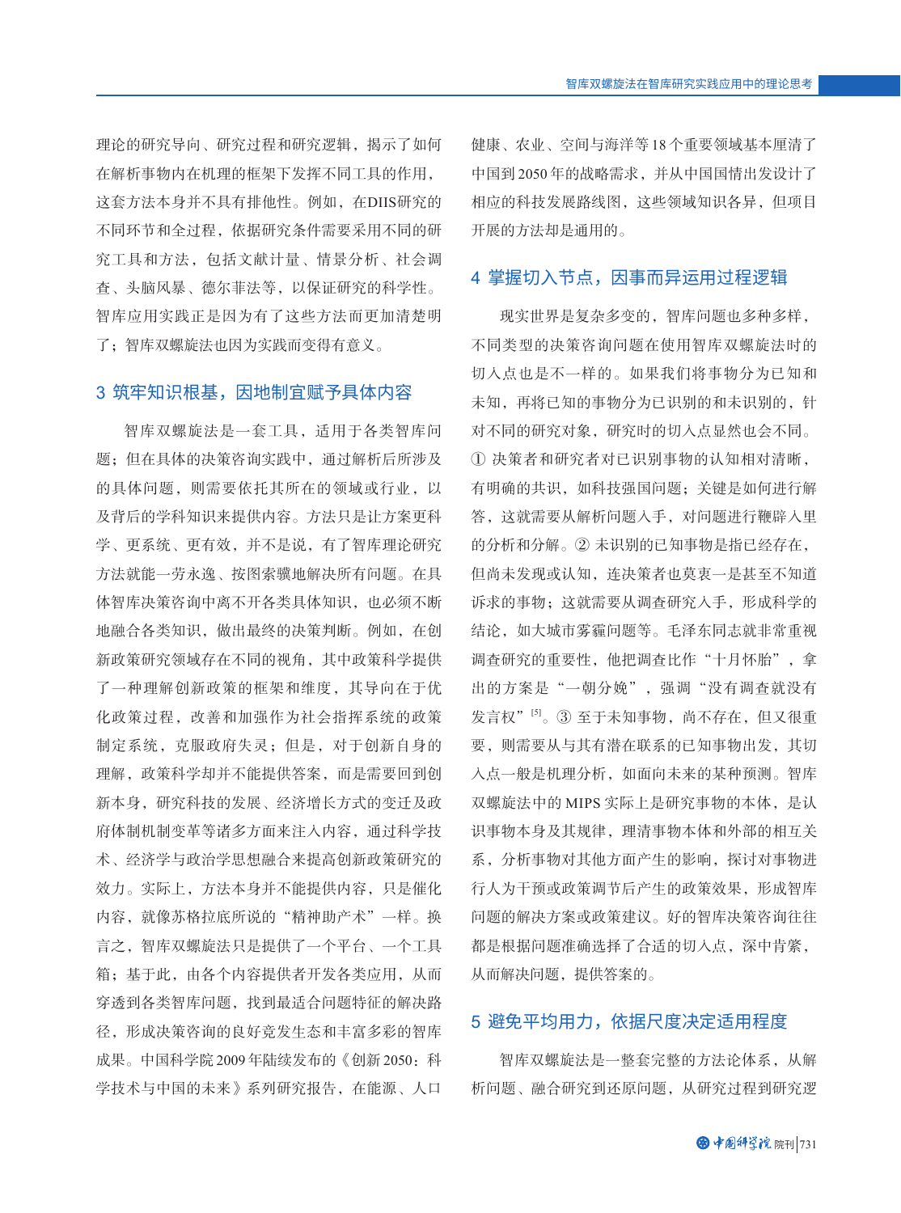理论的研究导向、研究过程和研究逻辑，揭示了如何在解析事物内在机理的框架下发挥不同工具的作用，这套方法本身并不具有排他性。例如，在DIIS研究的不同环节和全过程，依据研究条件需要采用不同的研究工具和方法，包括文献计量、情景分析、社会调查、头脑风暴、德尔菲法等，以保证研究的科学性。智库应用实践正是因为有了这些方法而更加清楚明了；智库双螺旋法也因为实践而变得有意义。

## 3 筑牢知识根基，因地制宜赋予具体内容

智库双螺旋法是一套工具，适用于各类智库问题；但在具体的决策咨询实践中，通过解析后所涉及的具体问题，则需要依托其所在的领域或行业，以及背后的学科知识来提供内容。方法只是让方案更科学、更系统、更有效，并不是说，有了智库理论研究方法就能一劳永逸、按图索骥地解决所有问题。在具体智库决策咨询中离不开各类具体知识，也必须不断地融合各类知识，做出最终的决策判断。例如，在创新政策研究领域存在不同的视角，其中政策科学提供了一种理解创新政策的框架和维度，其导向在于优化政策过程，改善和加强作为社会指挥系统的政策制定系统，克服政府失灵；但是，对于创新自身的理解，政策科学却并不能提供答案，而是需要回到创新本身，研究科技的发展、经济增长方式的变迁及政府体制机制变革等诸多方面来注入内容，通过科学技术、经济学与政治学思想融合来提高创新政策研究的效力。实际上，方法本身并不能提供内容，只是催化内容，就像苏格拉底所说的“精神助产术”一样。换言之，智库双螺旋法只是提供了一个平台、一个工具箱；基于此，由各个内容提供者开发各类应用，从而穿透到各类智库问题，找到最适合问题特征的解决路径，形成决策咨询的良好竞发生态和丰富多彩的智库成果。中国科学院2009年陆续发布的《创新2050：科学技术与中国的未来》系列研究报告，在能源、人口健康、农业、空间与海洋等18个重要领域基本厘清了中国到2050年的战略需求，并从中国国情出发设计了相应的科技发展路线图，这些领域知识各异，但项目开展的方法却是通用的。

## 4 掌握切入节点，因事而异运用过程逻辑

现实世界是复杂多变的，智库问题也多种多样，不同类型的决策咨询问题在使用智库双螺旋法时的切入点也是不一样的。如果我们将事物分为已知和未知，再将已知的事物分为已识别的和未识别的，针对不同的研究对象，研究时的切入点显然也会不同。① 决策者和研究者对已识别事物的认知相对清晰，有明确的共识，如科技强国问题；关键是如何进行解答，这就需要从解析问题入手，对问题进行鞭辟入里的分析和分解。② 未识别的已知事物是指已经存在，但尚未发现或认知，连决策者也莫衷一是甚至不知道诉求的事物；这就需要从调查研究入手，形成科学的结论，如大城市雾霾问题等。毛泽东同志就非常重视调查研究的重要性，他把调查比作“十月怀胎”，拿出的方案是“一朝分娩”，强调“没有调查就没有发言权”[5]。③ 至于未知事物，尚不存在，但又很重要，则需要从与其有潜在联系的已知事物出发，其切入点一般是机理分析，如面向未来的某种预测。智库双螺旋法中的MIPS实际上是研究事物的本体，是认识事物本身及其规律，理清事物本体和外部的相互关系，分析事物对其他方面产生的影响，探讨对事物进行人为干预或政策调节后产生的政策效果，形成智库问题的解决方案或政策建议。好的智库决策咨询往往都是根据问题准确选择了合适的切入点，深中肯綮，从而解决问题，提供答案的。

## 5 避免平均用力，依据尺度决定适用程度

智库双螺旋法是一整套完整的方法论体系，从解析问题、融合研究到还原问题，从研究过程到研究逻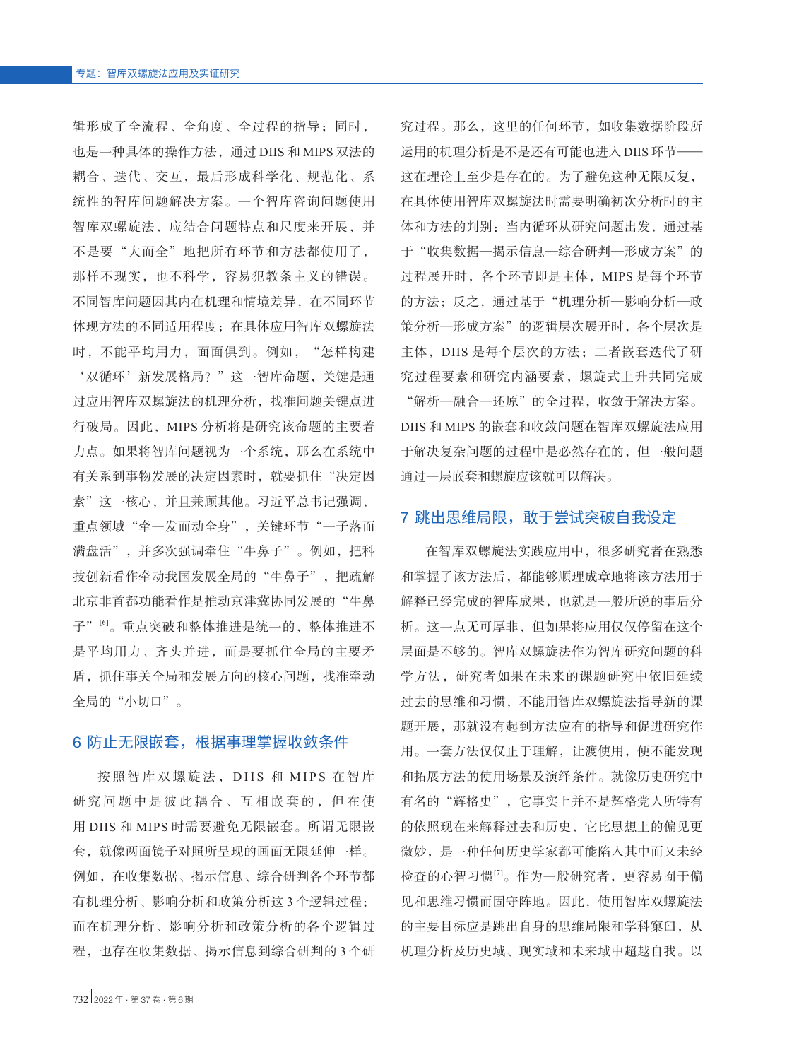辑形成了全流程、全角度、全过程的指导；同时，也是一种具体的操作方法，通过 DIIS 和 MIPS 双法的耦合、迭代、交互，最后形成科学化、规范化、系统性的智库问题解决方案。一个智库咨询问题使用智库双螺旋法，应结合问题特点和尺度来开展，并不是要“大而全”地把所有环节和方法都使用了，那样不现实，也不科学，容易犯教条主义的错误。不同智库问题因其内在机理和情境差异，在不同环节体现方法的不同适用程度；在具体应用智库双螺旋法时，不能平均用力，面面俱到。例如，“怎样构建‘双循环’新发展格局？”这一智库命题，关键是通过应用智库双螺旋法的机理分析，找准问题关键点进行破局。因此，MIPS 分析将是研究该命题的主要着力点。如果将智库问题视为一个系统，那么在系统中有关系到事物发展的决定因素时，就要抓住“决定因素”这一核心，并且兼顾其他。习近平总书记强调，重点领域“牵一发而动全身”，关键环节“一子落而满盘活”，并多次强调牵住“牛鼻子”。例如，把科技创新看作牵动我国发展全局的“牛鼻子”，把疏解北京非首都功能看作是推动京津冀协同发展的“牛鼻子”[6]。重点突破和整体推进是统一的，整体推进不是平均用力、齐头并进，而是要抓住全局的主要矛盾，抓住事关全局和发展方向的核心问题，找准牵动全局的“小切口”。

## 6 防止无限嵌套，根据事理掌握收敛条件

按照智库双螺旋法，DIIS 和 MIPS 在智库研究问题中是彼此耦合、互相嵌套的，但在使用 DIIS 和 MIPS 时需要避免无限嵌套。所谓无限嵌套，就像两面镜子对照所呈现的画面无限延伸一样。例如，在收集数据、揭示信息、综合研判各个环节都有机理分析、影响分析和政策分析这 3 个逻辑过程；而在机理分析、影响分析和政策分析的各个逻辑过程，也存在收集数据、揭示信息到综合研判的 3 个研究过程。那么，这里的任何环节，如收集数据阶段所运用的机理分析是不是还有可能也进入 DIIS 环节——这在理论上至少是存在的。为了避免这种无限反复，在具体使用智库双螺旋法时需要明确初次分析时的主体和方法的判别：当内循环从研究问题出发，通过基于“收集数据—揭示信息—综合研判—形成方案”的过程展开时，各个环节即是主体，MIPS 是每个环节的方法；反之，通过基于“机理分析—影响分析—政策分析—形成方案”的逻辑层次展开时，各个层次是主体，DIIS 是每个层次的方法；二者嵌套迭代了研究过程要素和研究内涵要素，螺旋式上升共同完成“解析—融合—还原”的全过程，收敛于解决方案。DIIS 和 MIPS 的嵌套和收敛问题在智库双螺旋法应用于解决复杂问题的过程中是必然存在的，但一般问题通过一层嵌套和螺旋应该就可以解决。

## 7 跳出思维局限，敢于尝试突破自我设定

在智库双螺旋法实践应用中，很多研究者在熟悉和掌握了该方法后，都能够顺理成章地将该方法用于解释已经完成的智库成果，也就是一般所说的事后分析。这一点无可厚非，但如果将应用仅仅停留在这个层面是不够的。智库双螺旋法作为智库研究问题的科学方法，研究者如果在未来的课题研究中依旧延续过去的思维和习惯，不能用智库双螺旋法指导新的课题开展，那就没有起到方法应有的指导和促进研究作用。一套方法仅仅止于理解，让渡使用，便不能发现和拓展方法的使用场景及演绎条件。就像历史研究中有名的“辉格史”，它事实上并不是辉格党人所特有的依照现在来解释过去和历史，它比思想上的偏见更微妙，是一种任何历史学家都可能陷入其中而又未经检查的心智习惯[7]。作为一般研究者，更容易囿于偏见和思维习惯而固守阵地。因此，使用智库双螺旋法的主要目标应是跳出自身的思维局限和学科窠臼，从机理分析及历史域、现实域和未来域中超越自我。以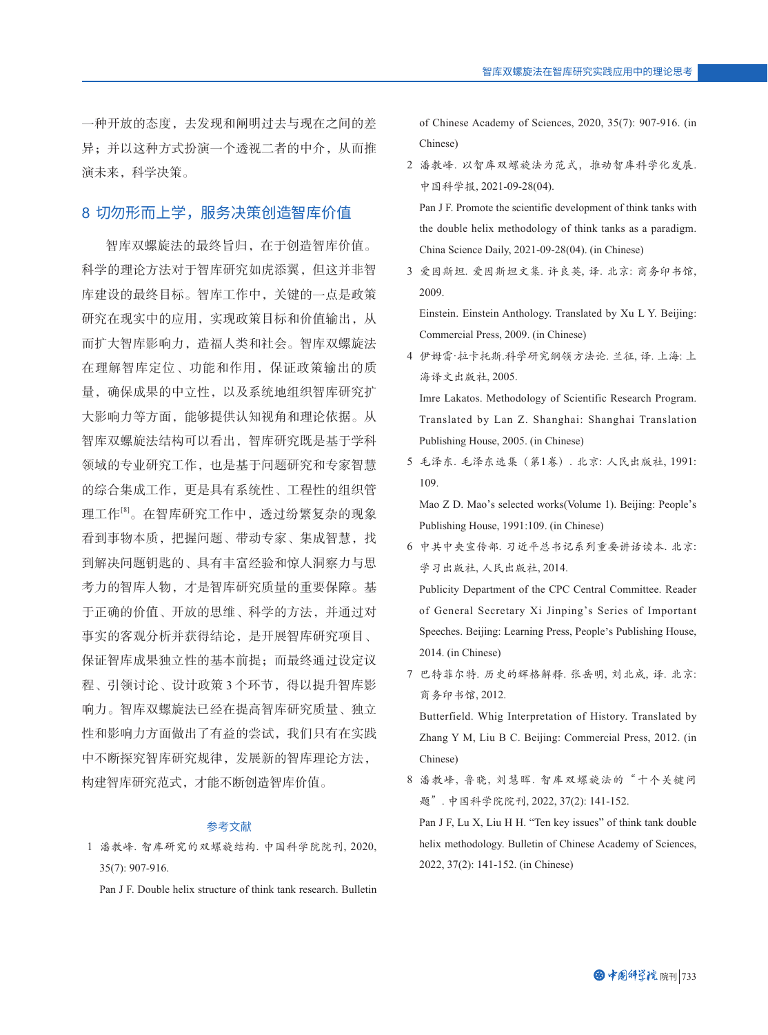一种开放的态度，去发现和阐明过去与现在之间的差异；并以这种方式扮演一个透视二者的中介，从而推演未来，科学决策。

## 8 切勿形而上学，服务决策创造智库价值

智库双螺旋法的最终旨归，在于创造智库价值。科学的理论方法对于智库研究如虎添翼，但这并非智库建设的最终目标。智库工作中，关键的一点是政策研究在现实中的应用，实现政策目标和价值输出，从而扩大智库影响力，造福人类和社会。智库双螺旋法在理解智库定位、功能和作用，保证政策输出的质量，确保成果的中立性，以及系统地组织智库研究扩大影响力等方面，能够提供认知视角和理论依据。从智库双螺旋结构可以看出，智库研究既是基于学科领域的专业研究工作，也是基于问题研究和专家智慧的综合集成工作，更是具有系统性、工程性的组织管理工作[8]。在智库研究工作中，透过纷繁复杂的现象看到事物本质，把握问题、带动专家、集成智慧，找到解决问题钥匙的、具有丰富经验和惊人洞察力与思考力的智库人物，才是智库研究质量的重要保障。基于正确的价值、开放的思维、科学的方法，并通过对事实的客观分析并获得结论，是开展智库研究项目、保证智库成果独立性的基本前提；而最终通过设定议程、引领讨论、设计政策 3 个环节，得以提升智库影响力。智库双螺旋法已经在提高智库研究质量、独立性和影响力方面做出了有益的尝试，我们只有在实践中不断探究智库研究规律，发展新的智库理论方法，构建智库研究范式，才能不断创造智库价值。

## 参考文献

1. 潘教峰. 智库研究的双螺旋结构. 中国科学院院刊, 2020, 35(7): 907-916.
   Pan J F. Double helix structure of think tank research. Bulletin of Chinese Academy of Sciences, 2020, 35(7): 907-916. (in Chinese)
2. 潘教峰. 以智库双螺旋法为范式，推动智库科学化发展. 中国科学报, 2021-09-28(04).
   Pan J F. Promote the scientific development of think tanks with the double helix methodology of think tanks as a paradigm. China Science Daily, 2021-09-28(04). (in Chinese)
3. 爱因斯坦. 爱因斯坦文集. 许良英, 译. 北京: 商务印书馆, 2009.
   Einstein. Einstein Anthology. Translated by Xu L Y. Beijing: Commercial Press, 2009. (in Chinese)
4. 伊姆雷·拉卡托斯.科学研究纲领方法论. 兰征, 译. 上海: 上海译文出版社, 2005.
   Imre Lakatos. Methodology of Scientific Research Program. Translated by Lan Z. Shanghai: Shanghai Translation Publishing House, 2005. (in Chinese)
5. 毛泽东. 毛泽东选集（第1卷）. 北京: 人民出版社, 1991: 109.
   Mao Z D. Mao's selected works(Volume 1). Beijing: People's Publishing House, 1991:109. (in Chinese)
6. 中共中央宣传部. 习近平总书记系列重要讲话读本. 北京: 学习出版社, 人民出版社, 2014.
   Publicity Department of the CPC Central Committee. Reader of General Secretary Xi Jinping's Series of Important Speeches. Beijing: Learning Press, People's Publishing House, 2014. (in Chinese)
7. 巴特菲尔特. 历史的辉格解释. 张岳明, 刘北成, 译. 北京: 商务印书馆, 2012.
   Butterfield. Whig Interpretation of History. Translated by Zhang Y M, Liu B C. Beijing: Commercial Press, 2012. (in Chinese)
8. 潘教峰, 鲁晓, 刘慧晖. 智库双螺旋法的"十个关键问题". 中国科学院院刊, 2022, 37(2): 141-152.
   Pan J F, Lu X, Liu H H. "Ten key issues" of think tank double helix methodology. Bulletin of Chinese Academy of Sciences, 2022, 37(2): 141-152. (in Chinese)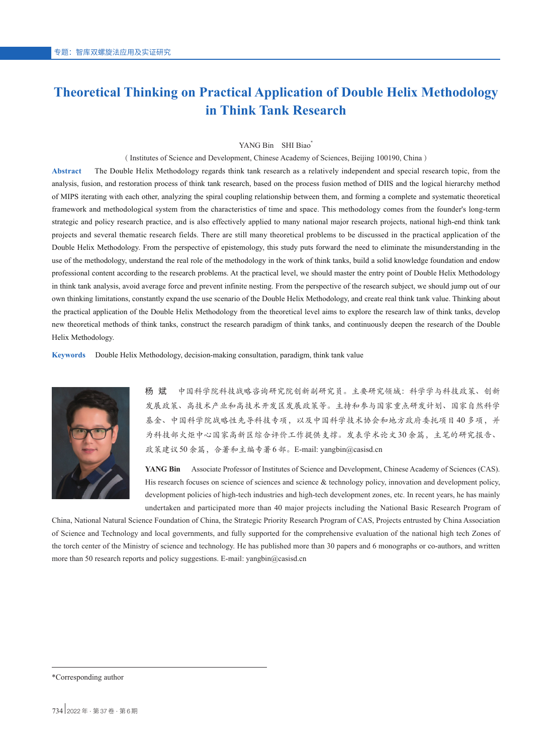# Theoretical Thinking on Practical Application of Double Helix Methodology in Think Tank Research

YANG Bin  SHI Biao*

( Institutes of Science and Development, Chinese Academy of Sciences, Beijing 100190, China )

**Abstract**  The Double Helix Methodology regards think tank research as a relatively independent and special research topic, from the analysis, fusion, and restoration process of think tank research, based on the process fusion method of DIIS and the logical hierarchy method of MIPS iterating with each other, analyzing the spiral coupling relationship between them, and forming a complete and systematic theoretical framework and methodological system from the characteristics of time and space. This methodology comes from the founder's long-term strategic and policy research practice, and is also effectively applied to many national major research projects, national high-end think tank projects and several thematic research fields. There are still many theoretical problems to be discussed in the practical application of the Double Helix Methodology. From the perspective of epistemology, this study puts forward the need to eliminate the misunderstanding in the use of the methodology, understand the real role of the methodology in the work of think tanks, build a solid knowledge foundation and endow professional content according to the research problems. At the practical level, we should master the entry point of Double Helix Methodology in think tank analysis, avoid average force and prevent infinite nesting. From the perspective of the research subject, we should jump out of our own thinking limitations, constantly expand the use scenario of the Double Helix Methodology, and create real think tank value. Thinking about the practical application of the Double Helix Methodology from the theoretical level aims to explore the research law of think tanks, develop new theoretical methods of think tanks, construct the research paradigm of think tanks, and continuously deepen the research of the Double Helix Methodology.

**Keywords**  Double Helix Methodology, decision-making consultation, paradigm, think tank value

**杨 斌** 中国科学院科技战略咨询研究院创新副研究员。主要研究领域：科学学与科技政策、创新发展政策、高技术产业和高技术开发区发展政策等。主持和参与国家重点研发计划、国家自然科学基金、中国科学院战略性先导科技专项，以及中国科学技术协会和地方政府委托项目 40 多项，并为科技部火炬中心国家高新区综合评价工作提供支撑。发表学术论文 30 余篇，主笔的研究报告、政策建议 50 余篇，合著和主编专著 6 部。E-mail: yangbin@casisd.cn

**YANG Bin**  Associate Professor of Institutes of Science and Development, Chinese Academy of Sciences (CAS). His research focuses on science of sciences and science & technology policy, innovation and development policy, development policies of high-tech industries and high-tech development zones, etc. In recent years, he has mainly undertaken and participated more than 40 major projects including the National Basic Research Program of China, National Natural Science Foundation of China, the Strategic Priority Research Program of CAS, Projects entrusted by China Association of Science and Technology and local governments, and fully supported for the comprehensive evaluation of the national high tech Zones of the torch center of the Ministry of science and technology. He has published more than 30 papers and 6 monographs or co-authors, and written more than 50 research reports and policy suggestions. E-mail: yangbin@casisd.cn

---

*Corresponding author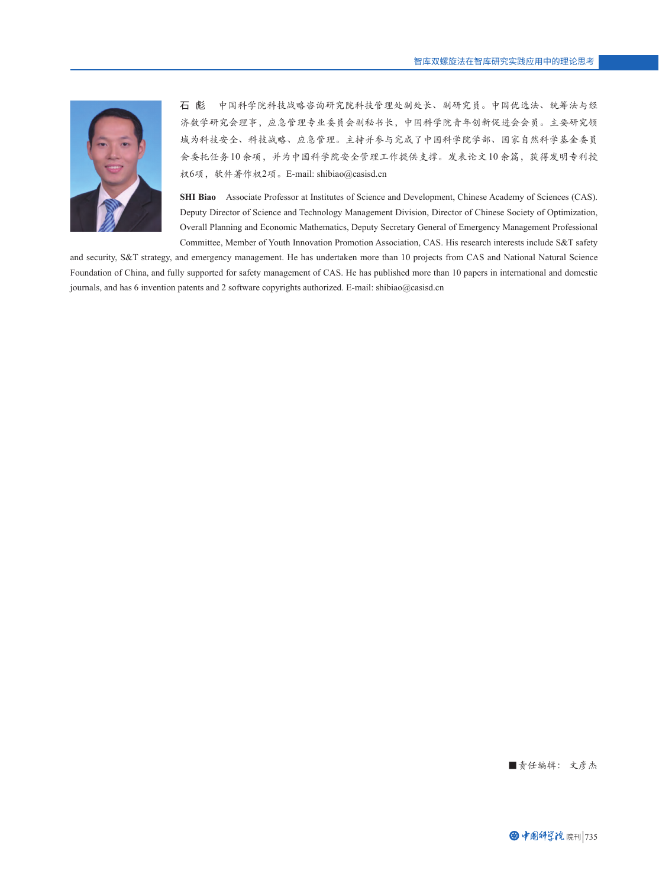**石　彪**　中国科学院科技战略咨询研究院科技管理处副处长、副研究员。中国优选法、统筹法与经济数学研究会理事，应急管理专业委员会副秘书长，中国科学院青年创新促进会会员。主要研究领域为科技安全、科技战略、应急管理。主持并参与完成了中国科学院学部、国家自然科学基金委员会委托任务10余项，并为中国科学院安全管理工作提供支撑。发表论文10余篇，获得发明专利授权6项，软件著作权2项。E-mail: shibiao@casisd.cn

**SHI Biao**　Associate Professor at Institutes of Science and Development, Chinese Academy of Sciences (CAS). Deputy Director of Science and Technology Management Division, Director of Chinese Society of Optimization, Overall Planning and Economic Mathematics, Deputy Secretary General of Emergency Management Professional Committee, Member of Youth Innovation Promotion Association, CAS. His research interests include S&T safety and security, S&T strategy, and emergency management. He has undertaken more than 10 projects from CAS and National Natural Science Foundation of China, and fully supported for safety management of CAS. He has published more than 10 papers in international and domestic journals, and has 6 invention patents and 2 software copyrights authorized. E-mail: shibiao@casisd.cn

■责任编辑：文彦杰